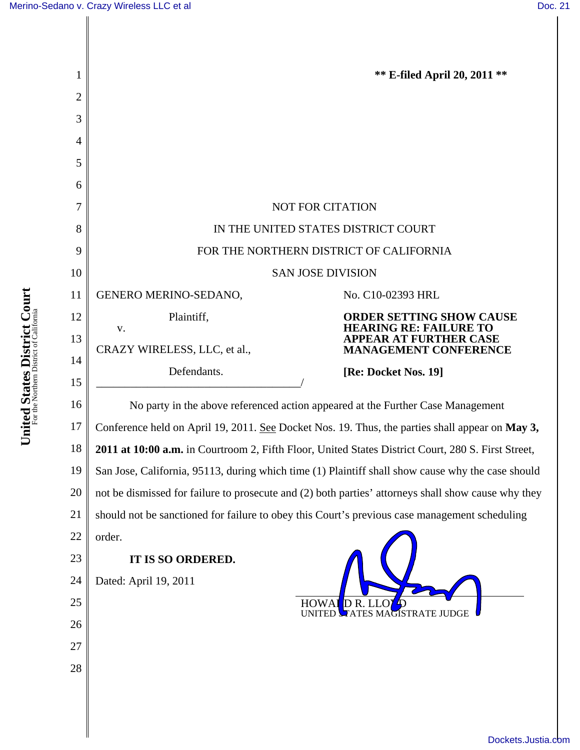** E-filed April 20, 2011 **

NOT FOR CITATION

IN THE UNITED STATES DISTRICT COURT

FOR THE NORTHERN DISTRICT OF CALIFORNIA

SAN JOSE DIVISION

GENERO MERINO-SEDANO,

Plaintiff,

v.

CRAZY WIRELESS, LLC, et al.,

Defendants.

No. C10-02393 HRL

**ORDER SETTING SHOW CAUSE HEARING RE: FAILURE TO APPEAR AT FURTHER CASE MANAGEMENT CONFERENCE**

**[Re: Docket Nos. 19]**

No party in the above referenced action appeared at the Further Case Management Conference held on April 19, 2011. See Docket Nos. 19. Thus, the parties shall appear on **May 3, 2011 at 10:00 a.m.** in Courtroom 2, Fifth Floor, United States District Court, 280 S. First Street, San Jose, California, 95113, during which time (1) Plaintiff shall show cause why the case should not be dismissed for failure to prosecute and (2) both parties' attorneys shall show cause why they should not be sanctioned for failure to obey this Court's previous case management scheduling order.

**IT IS SO ORDERED.**

Dated: April 19, 2011

HOWARD R. LLOYD
UNITED STATES MAGISTRATE JUDGE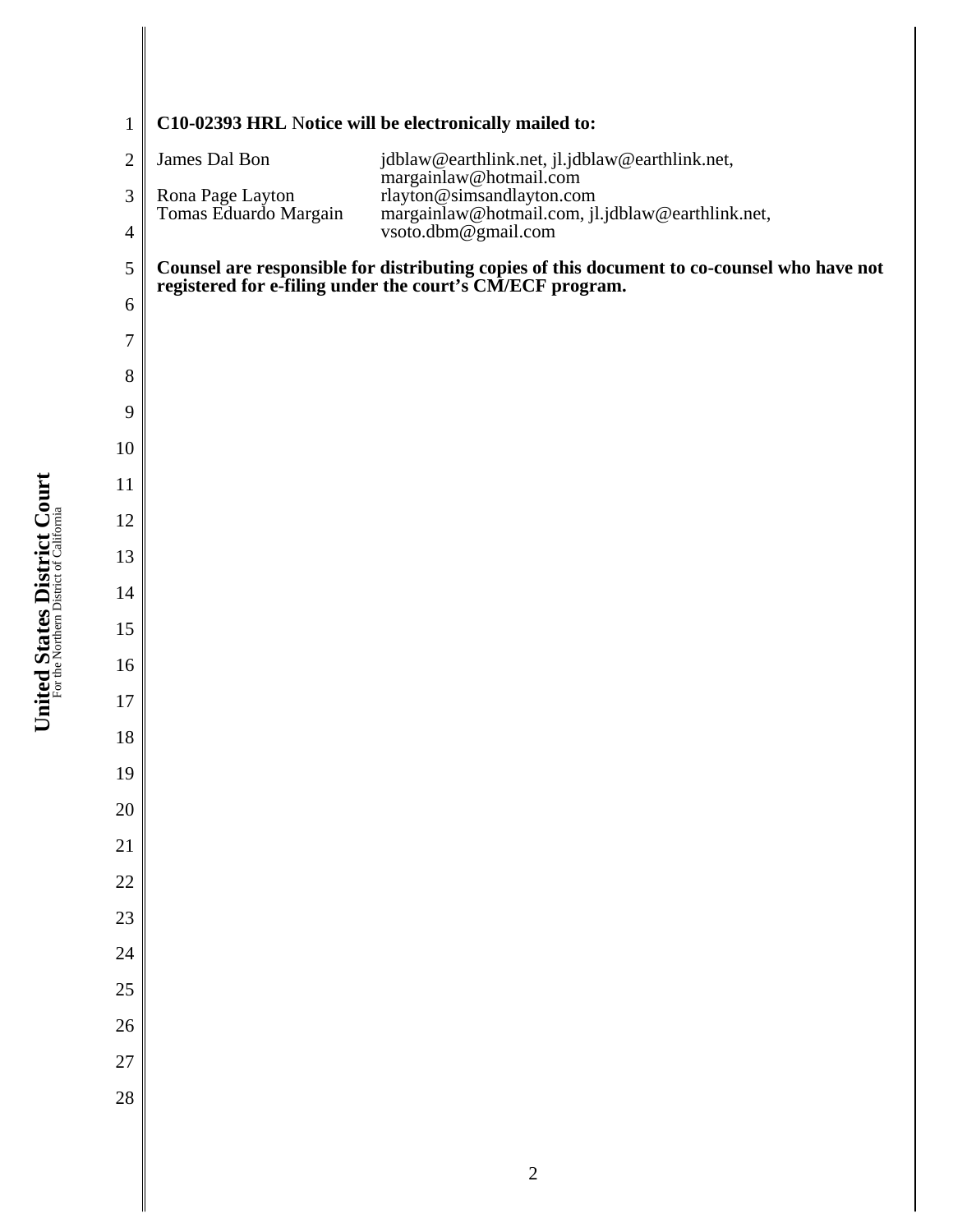**C10-02393 HRL Notice will be electronically mailed to:**

| | |
|---|---|
| James Dal Bon | jdblaw@earthlink.net, jl.jdblaw@earthlink.net, margainlaw@hotmail.com |
| Rona Page Layton | rlayton@simsandlayton.com |
| Tomas Eduardo Margain | margainlaw@hotmail.com, jl.jdblaw@earthlink.net, vsoto.dbm@gmail.com |

**Counsel are responsible for distributing copies of this document to co-counsel who have not registered for e-filing under the court's CM/ECF program.**